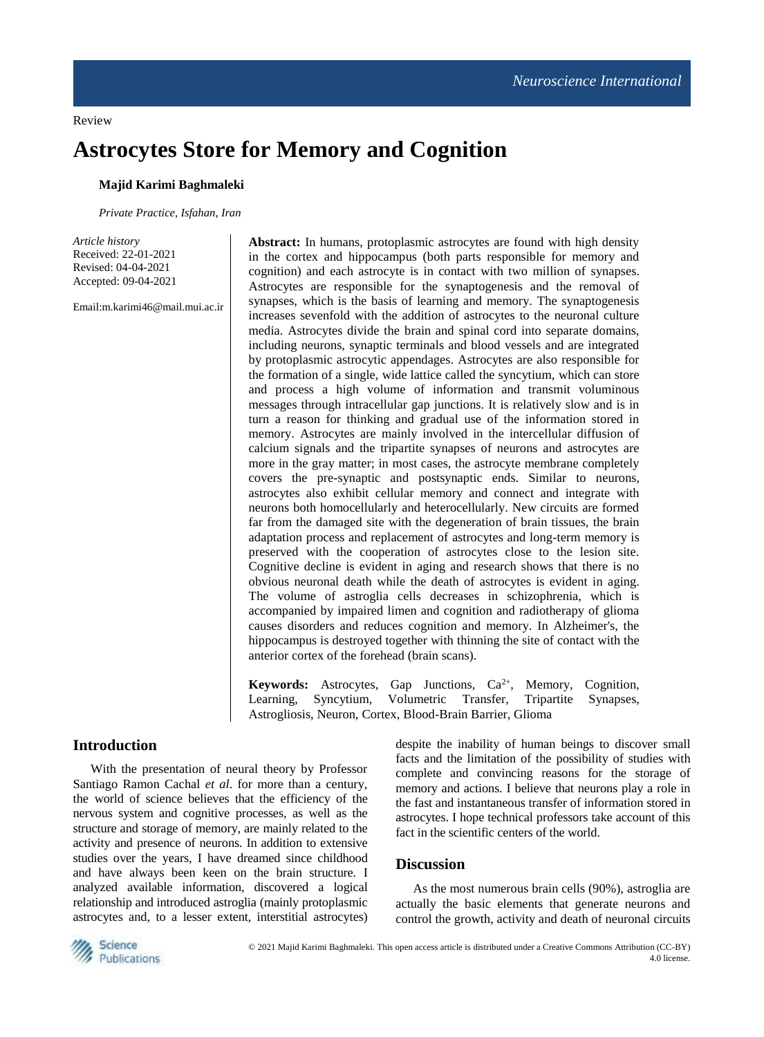Review

# Astrocytes Store for Memory and Cognition

**Majid Karimi Baghmaleki**

*Private Practice, Isfahan, Iran*

*Article history*
Received: 22-01-2021
Revised: 04-04-2021
Accepted: 09-04-2021

Email:m.karimi46@mail.mui.ac.ir

**Abstract:** In humans, protoplasmic astrocytes are found with high density in the cortex and hippocampus (both parts responsible for memory and cognition) and each astrocyte is in contact with two million of synapses. Astrocytes are responsible for the synaptogenesis and the removal of synapses, which is the basis of learning and memory. The synaptogenesis increases sevenfold with the addition of astrocytes to the neuronal culture media. Astrocytes divide the brain and spinal cord into separate domains, including neurons, synaptic terminals and blood vessels and are integrated by protoplasmic astrocytic appendages. Astrocytes are also responsible for the formation of a single, wide lattice called the syncytium, which can store and process a high volume of information and transmit voluminous messages through intracellular gap junctions. It is relatively slow and is in turn a reason for thinking and gradual use of the information stored in memory. Astrocytes are mainly involved in the intercellular diffusion of calcium signals and the tripartite synapses of neurons and astrocytes are more in the gray matter; in most cases, the astrocyte membrane completely covers the pre-synaptic and postsynaptic ends. Similar to neurons, astrocytes also exhibit cellular memory and connect and integrate with neurons both homocellularly and heterocellularly. New circuits are formed far from the damaged site with the degeneration of brain tissues, the brain adaptation process and replacement of astrocytes and long-term memory is preserved with the cooperation of astrocytes close to the lesion site. Cognitive decline is evident in aging and research shows that there is no obvious neuronal death while the death of astrocytes is evident in aging. The volume of astroglia cells decreases in schizophrenia, which is accompanied by impaired limen and cognition and radiotherapy of glioma causes disorders and reduces cognition and memory. In Alzheimer's, the hippocampus is destroyed together with thinning the site of contact with the anterior cortex of the forehead (brain scans).

**Keywords:** Astrocytes, Gap Junctions, $Ca^{2+}$, Memory, Cognition, Learning, Syncytium, Volumetric Transfer, Tripartite Synapses, Astrogliosis, Neuron, Cortex, Blood-Brain Barrier, Glioma

## Introduction

With the presentation of neural theory by Professor Santiago Ramon Cachal *et al*. for more than a century, the world of science believes that the efficiency of the nervous system and cognitive processes, as well as the structure and storage of memory, are mainly related to the activity and presence of neurons. In addition to extensive studies over the years, I have dreamed since childhood and have always been keen on the brain structure. I analyzed available information, discovered a logical relationship and introduced astroglia (mainly protoplasmic astrocytes and, to a lesser extent, interstitial astrocytes) despite the inability of human beings to discover small facts and the limitation of the possibility of studies with complete and convincing reasons for the storage of memory and actions. I believe that neurons play a role in the fast and instantaneous transfer of information stored in astrocytes. I hope technical professors take account of this fact in the scientific centers of the world.

## Discussion

As the most numerous brain cells (90%), astroglia are actually the basic elements that generate neurons and control the growth, activity and death of neuronal circuits

© 2021 Majid Karimi Baghmaleki. This open access article is distributed under a Creative Commons Attribution (CC-BY) 4.0 license.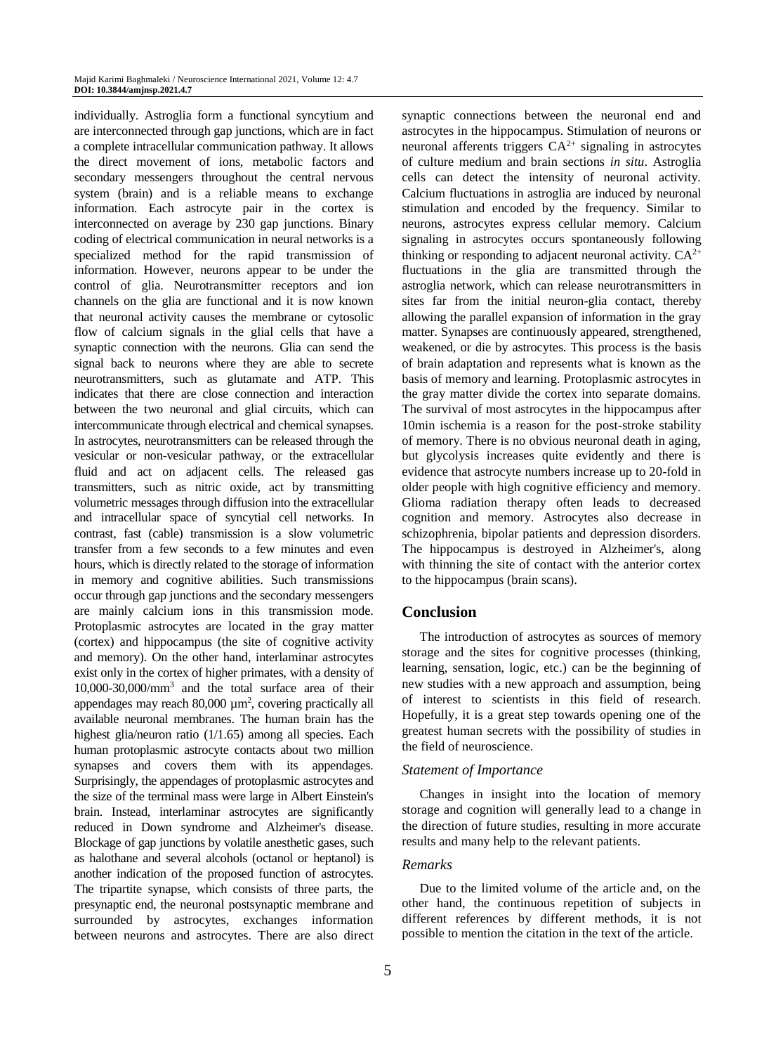individually. Astroglia form a functional syncytium and are interconnected through gap junctions, which are in fact a complete intracellular communication pathway. It allows the direct movement of ions, metabolic factors and secondary messengers throughout the central nervous system (brain) and is a reliable means to exchange information. Each astrocyte pair in the cortex is interconnected on average by 230 gap junctions. Binary coding of electrical communication in neural networks is a specialized method for the rapid transmission of information. However, neurons appear to be under the control of glia. Neurotransmitter receptors and ion channels on the glia are functional and it is now known that neuronal activity causes the membrane or cytosolic flow of calcium signals in the glial cells that have a synaptic connection with the neurons. Glia can send the signal back to neurons where they are able to secrete neurotransmitters, such as glutamate and ATP. This indicates that there are close connection and interaction between the two neuronal and glial circuits, which can intercommunicate through electrical and chemical synapses. In astrocytes, neurotransmitters can be released through the vesicular or non-vesicular pathway, or the extracellular fluid and act on adjacent cells. The released gas transmitters, such as nitric oxide, act by transmitting volumetric messages through diffusion into the extracellular and intracellular space of syncytial cell networks. In contrast, fast (cable) transmission is a slow volumetric transfer from a few seconds to a few minutes and even hours, which is directly related to the storage of information in memory and cognitive abilities. Such transmissions occur through gap junctions and the secondary messengers are mainly calcium ions in this transmission mode. Protoplasmic astrocytes are located in the gray matter (cortex) and hippocampus (the site of cognitive activity and memory). On the other hand, interlaminar astrocytes exist only in the cortex of higher primates, with a density of 10,000-30,000/mm$^3$ and the total surface area of their appendages may reach 80,000 µm$^2$, covering practically all available neuronal membranes. The human brain has the highest glia/neuron ratio (1/1.65) among all species. Each human protoplasmic astrocyte contacts about two million synapses and covers them with its appendages. Surprisingly, the appendages of protoplasmic astrocytes and the size of the terminal mass were large in Albert Einstein's brain. Instead, interlaminar astrocytes are significantly reduced in Down syndrome and Alzheimer's disease. Blockage of gap junctions by volatile anesthetic gases, such as halothane and several alcohols (octanol or heptanol) is another indication of the proposed function of astrocytes. The tripartite synapse, which consists of three parts, the presynaptic end, the neuronal postsynaptic membrane and surrounded by astrocytes, exchanges information between neurons and astrocytes. There are also direct synaptic connections between the neuronal end and astrocytes in the hippocampus. Stimulation of neurons or neuronal afferents triggers $CA^{2+}$ signaling in astrocytes of culture medium and brain sections *in situ*. Astroglia cells can detect the intensity of neuronal activity. Calcium fluctuations in astroglia are induced by neuronal stimulation and encoded by the frequency. Similar to neurons, astrocytes express cellular memory. Calcium signaling in astrocytes occurs spontaneously following thinking or responding to adjacent neuronal activity. $CA^{2+}$ fluctuations in the glia are transmitted through the astroglia network, which can release neurotransmitters in sites far from the initial neuron-glia contact, thereby allowing the parallel expansion of information in the gray matter. Synapses are continuously appeared, strengthened, weakened, or die by astrocytes. This process is the basis of brain adaptation and represents what is known as the basis of memory and learning. Protoplasmic astrocytes in the gray matter divide the cortex into separate domains. The survival of most astrocytes in the hippocampus after 10min ischemia is a reason for the post-stroke stability of memory. There is no obvious neuronal death in aging, but glycolysis increases quite evidently and there is evidence that astrocyte numbers increase up to 20-fold in older people with high cognitive efficiency and memory. Glioma radiation therapy often leads to decreased cognition and memory. Astrocytes also decrease in schizophrenia, bipolar patients and depression disorders. The hippocampus is destroyed in Alzheimer's, along with thinning the site of contact with the anterior cortex to the hippocampus (brain scans).

## Conclusion

The introduction of astrocytes as sources of memory storage and the sites for cognitive processes (thinking, learning, sensation, logic, etc.) can be the beginning of new studies with a new approach and assumption, being of interest to scientists in this field of research. Hopefully, it is a great step towards opening one of the greatest human secrets with the possibility of studies in the field of neuroscience.

### *Statement of Importance*

Changes in insight into the location of memory storage and cognition will generally lead to a change in the direction of future studies, resulting in more accurate results and many help to the relevant patients.

### *Remarks*

Due to the limited volume of the article and, on the other hand, the continuous repetition of subjects in different references by different methods, it is not possible to mention the citation in the text of the article.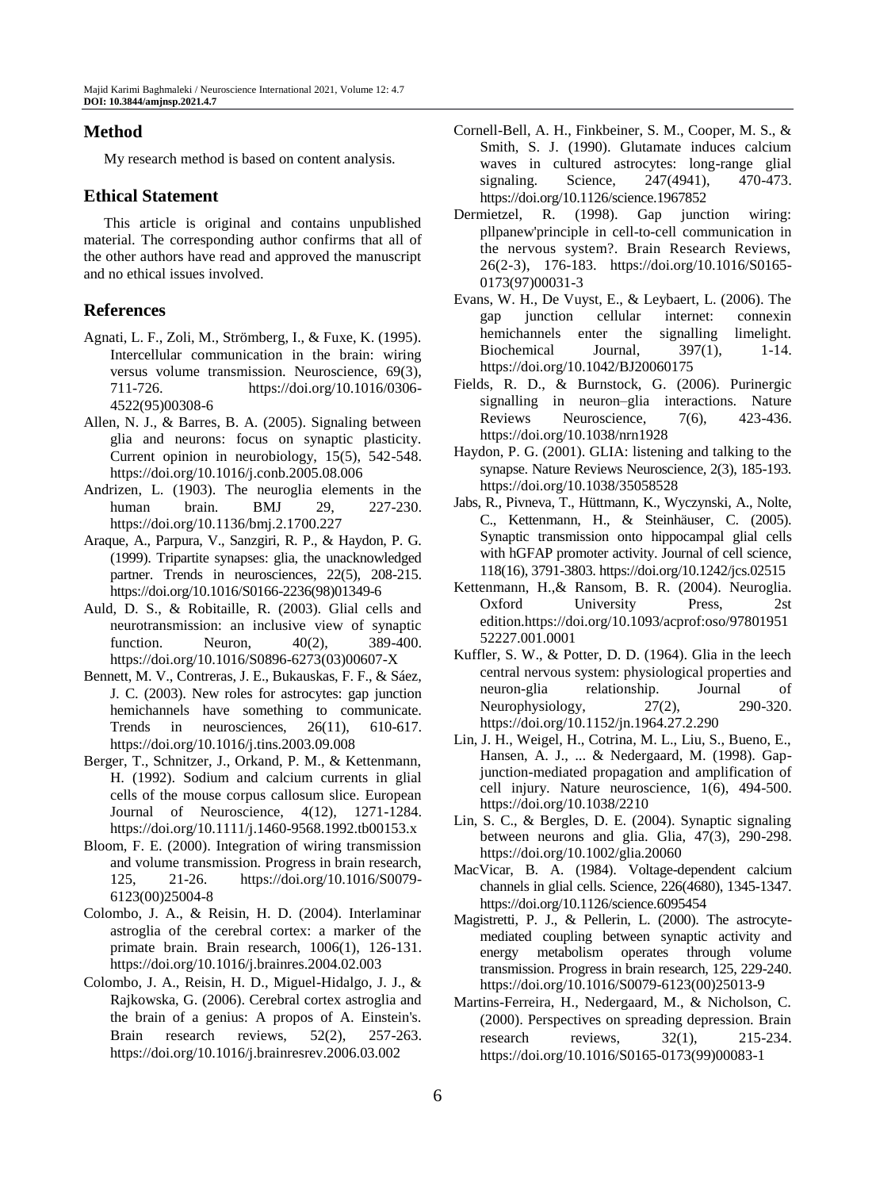## Method

My research method is based on content analysis.

## Ethical Statement

This article is original and contains unpublished material. The corresponding author confirms that all of the other authors have read and approved the manuscript and no ethical issues involved.

## References

Agnati, L. F., Zoli, M., Strömberg, I., & Fuxe, K. (1995). Intercellular communication in the brain: wiring versus volume transmission. Neuroscience, 69(3), 711-726. https://doi.org/10.1016/0306-4522(95)00308-6

Allen, N. J., & Barres, B. A. (2005). Signaling between glia and neurons: focus on synaptic plasticity. Current opinion in neurobiology, 15(5), 542-548. https://doi.org/10.1016/j.conb.2005.08.006

Andrizen, L. (1903). The neuroglia elements in the human brain. BMJ 29, 227-230. https://doi.org/10.1136/bmj.2.1700.227

Araque, A., Parpura, V., Sanzgiri, R. P., & Haydon, P. G. (1999). Tripartite synapses: glia, the unacknowledged partner. Trends in neurosciences, 22(5), 208-215. https://doi.org/10.1016/S0166-2236(98)01349-6

Auld, D. S., & Robitaille, R. (2003). Glial cells and neurotransmission: an inclusive view of synaptic function. Neuron, 40(2), 389-400. https://doi.org/10.1016/S0896-6273(03)00607-X

Bennett, M. V., Contreras, J. E., Bukauskas, F. F., & Sáez, J. C. (2003). New roles for astrocytes: gap junction hemichannels have something to communicate. Trends in neurosciences, 26(11), 610-617. https://doi.org/10.1016/j.tins.2003.09.008

Berger, T., Schnitzer, J., Orkand, P. M., & Kettenmann, H. (1992). Sodium and calcium currents in glial cells of the mouse corpus callosum slice. European Journal of Neuroscience, 4(12), 1271-1284. https://doi.org/10.1111/j.1460-9568.1992.tb00153.x

Bloom, F. E. (2000). Integration of wiring transmission and volume transmission. Progress in brain research, 125, 21-26. https://doi.org/10.1016/S0079-6123(00)25004-8

Colombo, J. A., & Reisin, H. D. (2004). Interlaminar astroglia of the cerebral cortex: a marker of the primate brain. Brain research, 1006(1), 126-131. https://doi.org/10.1016/j.brainres.2004.02.003

Colombo, J. A., Reisin, H. D., Miguel-Hidalgo, J. J., & Rajkowska, G. (2006). Cerebral cortex astroglia and the brain of a genius: A propos of A. Einstein's. Brain research reviews, 52(2), 257-263. https://doi.org/10.1016/j.brainresrev.2006.03.002

Cornell-Bell, A. H., Finkbeiner, S. M., Cooper, M. S., & Smith, S. J. (1990). Glutamate induces calcium waves in cultured astrocytes: long-range glial signaling. Science, 247(4941), 470-473. https://doi.org/10.1126/science.1967852

Dermietzel, R. (1998). Gap junction wiring: pllpanew'principle in cell-to-cell communication in the nervous system?. Brain Research Reviews, 26(2-3), 176-183. https://doi.org/10.1016/S0165-0173(97)00031-3

Evans, W. H., De Vuyst, E., & Leybaert, L. (2006). The gap junction cellular internet: connexin hemichannels enter the signalling limelight. Biochemical Journal, 397(1), 1-14. https://doi.org/10.1042/BJ20060175

Fields, R. D., & Burnstock, G. (2006). Purinergic signalling in neuron–glia interactions. Nature Reviews Neuroscience, 7(6), 423-436. https://doi.org/10.1038/nrn1928

Haydon, P. G. (2001). GLIA: listening and talking to the synapse. Nature Reviews Neuroscience, 2(3), 185-193. https://doi.org/10.1038/35058528

Jabs, R., Pivneva, T., Hüttmann, K., Wyczynski, A., Nolte, C., Kettenmann, H., & Steinhäuser, C. (2005). Synaptic transmission onto hippocampal glial cells with hGFAP promoter activity. Journal of cell science, 118(16), 3791-3803. https://doi.org/10.1242/jcs.02515

Kettenmann, H.,& Ransom, B. R. (2004). Neuroglia. Oxford University Press, 2st edition.https://doi.org/10.1093/acprof:oso/9780195152227.001.0001

Kuffler, S. W., & Potter, D. D. (1964). Glia in the leech central nervous system: physiological properties and neuron-glia relationship. Journal of Neurophysiology, 27(2), 290-320. https://doi.org/10.1152/jn.1964.27.2.290

Lin, J. H., Weigel, H., Cotrina, M. L., Liu, S., Bueno, E., Hansen, A. J., ... & Nedergaard, M. (1998). Gap-junction-mediated propagation and amplification of cell injury. Nature neuroscience, 1(6), 494-500. https://doi.org/10.1038/2210

Lin, S. C., & Bergles, D. E. (2004). Synaptic signaling between neurons and glia. Glia, 47(3), 290-298. https://doi.org/10.1002/glia.20060

MacVicar, B. A. (1984). Voltage-dependent calcium channels in glial cells. Science, 226(4680), 1345-1347. https://doi.org/10.1126/science.6095454

Magistretti, P. J., & Pellerin, L. (2000). The astrocyte-mediated coupling between synaptic activity and energy metabolism operates through volume transmission. Progress in brain research, 125, 229-240. https://doi.org/10.1016/S0079-6123(00)25013-9

Martins-Ferreira, H., Nedergaard, M., & Nicholson, C. (2000). Perspectives on spreading depression. Brain research reviews, 32(1), 215-234. https://doi.org/10.1016/S0165-0173(99)00083-1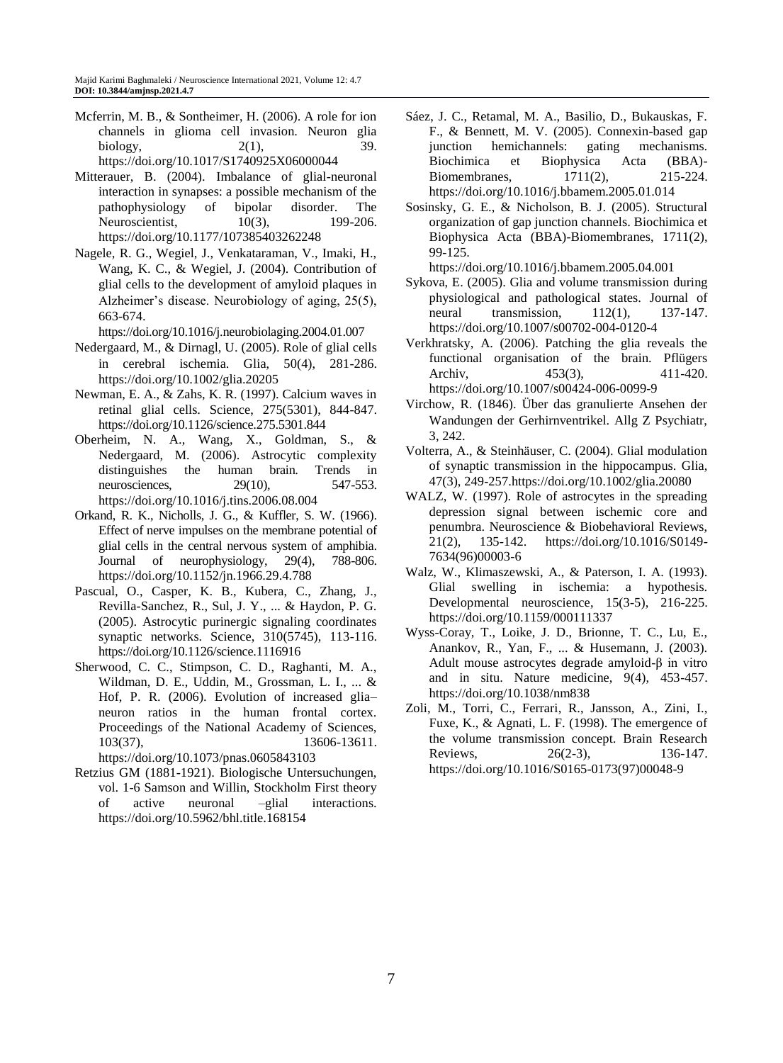Mcferrin, M. B., & Sontheimer, H. (2006). A role for ion channels in glioma cell invasion. Neuron glia biology, 2(1), 39. https://doi.org/10.1017/S1740925X06000044

Mitterauer, B. (2004). Imbalance of glial-neuronal interaction in synapses: a possible mechanism of the pathophysiology of bipolar disorder. The Neuroscientist, 10(3), 199-206. https://doi.org/10.1177/107385403262248

Nagele, R. G., Wegiel, J., Venkataraman, V., Imaki, H., Wang, K. C., & Wegiel, J. (2004). Contribution of glial cells to the development of amyloid plaques in Alzheimer's disease. Neurobiology of aging, 25(5), 663-674. https://doi.org/10.1016/j.neurobiolaging.2004.01.007

Nedergaard, M., & Dirnagl, U. (2005). Role of glial cells in cerebral ischemia. Glia, 50(4), 281-286. https://doi.org/10.1002/glia.20205

Newman, E. A., & Zahs, K. R. (1997). Calcium waves in retinal glial cells. Science, 275(5301), 844-847. https://doi.org/10.1126/science.275.5301.844

Oberheim, N. A., Wang, X., Goldman, S., & Nedergaard, M. (2006). Astrocytic complexity distinguishes the human brain. Trends in neurosciences, 29(10), 547-553. https://doi.org/10.1016/j.tins.2006.08.004

Orkand, R. K., Nicholls, J. G., & Kuffler, S. W. (1966). Effect of nerve impulses on the membrane potential of glial cells in the central nervous system of amphibia. Journal of neurophysiology, 29(4), 788-806. https://doi.org/10.1152/jn.1966.29.4.788

Pascual, O., Casper, K. B., Kubera, C., Zhang, J., Revilla-Sanchez, R., Sul, J. Y., ... & Haydon, P. G. (2005). Astrocytic purinergic signaling coordinates synaptic networks. Science, 310(5745), 113-116. https://doi.org/10.1126/science.1116916

Sherwood, C. C., Stimpson, C. D., Raghanti, M. A., Wildman, D. E., Uddin, M., Grossman, L. I., ... & Hof, P. R. (2006). Evolution of increased glia–neuron ratios in the human frontal cortex. Proceedings of the National Academy of Sciences, 103(37), 13606-13611. https://doi.org/10.1073/pnas.0605843103

Retzius GM (1881-1921). Biologische Untersuchungen, vol. 1-6 Samson and Willin, Stockholm First theory of active neuronal –glial interactions. https://doi.org/10.5962/bhl.title.168154

Sáez, J. C., Retamal, M. A., Basilio, D., Bukauskas, F. F., & Bennett, M. V. (2005). Connexin-based gap junction hemichannels: gating mechanisms. Biochimica et Biophysica Acta (BBA)-Biomembranes, 1711(2), 215-224. https://doi.org/10.1016/j.bbamem.2005.01.014

Sosinsky, G. E., & Nicholson, B. J. (2005). Structural organization of gap junction channels. Biochimica et Biophysica Acta (BBA)-Biomembranes, 1711(2), 99-125. https://doi.org/10.1016/j.bbamem.2005.04.001

Sykova, E. (2005). Glia and volume transmission during physiological and pathological states. Journal of neural transmission, 112(1), 137-147. https://doi.org/10.1007/s00702-004-0120-4

Verkhratsky, A. (2006). Patching the glia reveals the functional organisation of the brain. Pflügers Archiv, 453(3), 411-420. https://doi.org/10.1007/s00424-006-0099-9

Virchow, R. (1846). Über das granulierte Ansehen der Wandungen der Gerhirnventrikel. Allg Z Psychiatr, 3, 242.

Volterra, A., & Steinhäuser, C. (2004). Glial modulation of synaptic transmission in the hippocampus. Glia, 47(3), 249-257.https://doi.org/10.1002/glia.20080

WALZ, W. (1997). Role of astrocytes in the spreading depression signal between ischemic core and penumbra. Neuroscience & Biobehavioral Reviews, 21(2), 135-142. https://doi.org/10.1016/S0149-7634(96)00003-6

Walz, W., Klimaszewski, A., & Paterson, I. A. (1993). Glial swelling in ischemia: a hypothesis. Developmental neuroscience, 15(3-5), 216-225. https://doi.org/10.1159/000111337

Wyss-Coray, T., Loike, J. D., Brionne, T. C., Lu, E., Anankov, R., Yan, F., ... & Husemann, J. (2003). Adult mouse astrocytes degrade amyloid-β in vitro and in situ. Nature medicine, 9(4), 453-457. https://doi.org/10.1038/nm838

Zoli, M., Torri, C., Ferrari, R., Jansson, A., Zini, I., Fuxe, K., & Agnati, L. F. (1998). The emergence of the volume transmission concept. Brain Research Reviews, 26(2-3), 136-147. https://doi.org/10.1016/S0165-0173(97)00048-9